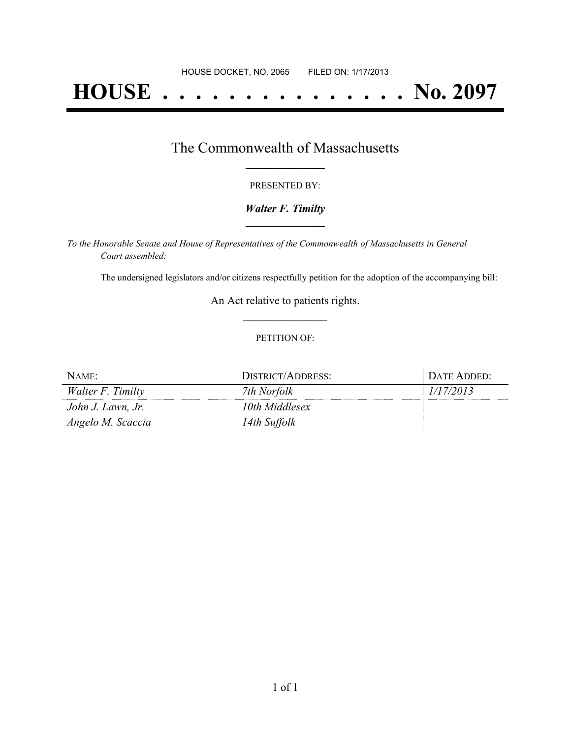HOUSE DOCKET, NO. 2065 FILED ON: 1/17/2013

# HOUSE . . . . . . . . . . . . . . . No. 2097

## The Commonwealth of Massachusetts

PRESENTED BY:

***Walter F. Timilty***

*To the Honorable Senate and House of Representatives of the Commonwealth of Massachusetts in General Court assembled:*

The undersigned legislators and/or citizens respectfully petition for the adoption of the accompanying bill:

An Act relative to patients rights.

PETITION OF:

| NAME: | DISTRICT/ADDRESS: | DATE ADDED: |
|---|---|---|
| *Walter F. Timilty* | *7th Norfolk* | *1/17/2013* |
| *John J. Lawn, Jr.* | *10th Middlesex* | |
| *Angelo M. Scaccia* | *14th Suffolk* | |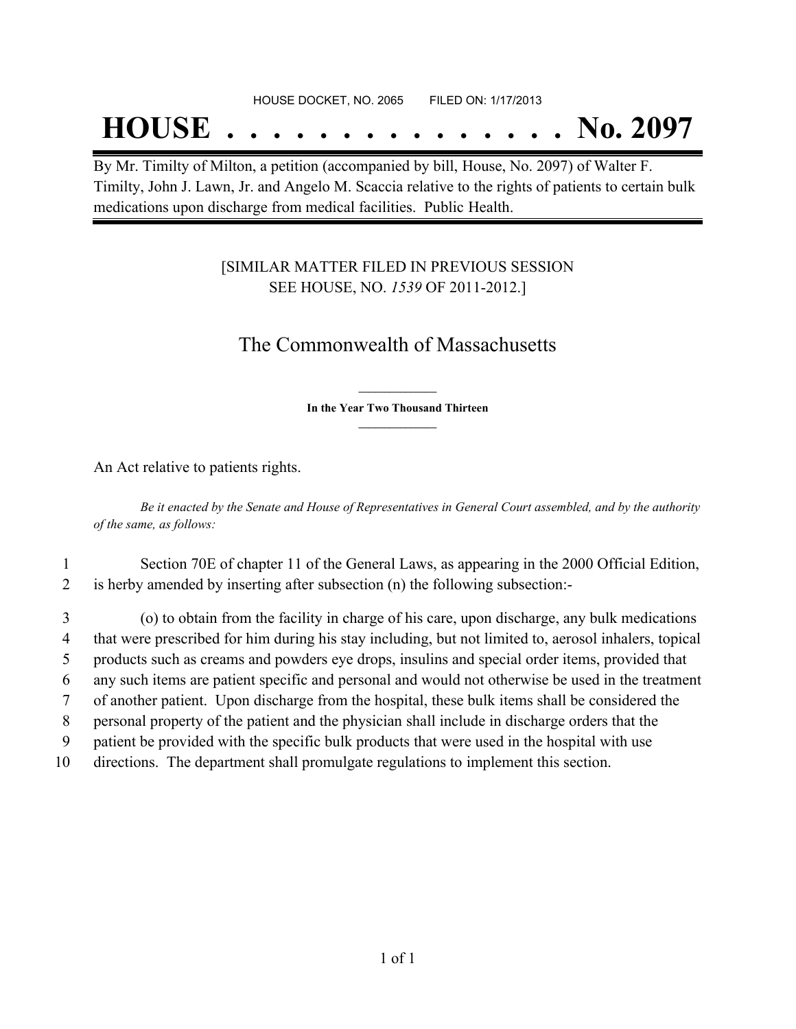HOUSE DOCKET, NO. 2065 FILED ON: 1/17/2013

# HOUSE . . . . . . . . . . . . . . . No. 2097

By Mr. Timilty of Milton, a petition (accompanied by bill, House, No. 2097) of Walter F. Timilty, John J. Lawn, Jr. and Angelo M. Scaccia relative to the rights of patients to certain bulk medications upon discharge from medical facilities. Public Health.

[SIMILAR MATTER FILED IN PREVIOUS SESSION SEE HOUSE, NO. *1539* OF 2011-2012.]

## The Commonwealth of Massachusetts

**In the Year Two Thousand Thirteen**

An Act relative to patients rights.

*Be it enacted by the Senate and House of Representatives in General Court assembled, and by the authority of the same, as follows:*

1 Section 70E of chapter 11 of the General Laws, as appearing in the 2000 Official Edition,
2 is herby amended by inserting after subsection (n) the following subsection:-

3 (o) to obtain from the facility in charge of his care, upon discharge, any bulk medications
4 that were prescribed for him during his stay including, but not limited to, aerosol inhalers, topical
5 products such as creams and powders eye drops, insulins and special order items, provided that
6 any such items are patient specific and personal and would not otherwise be used in the treatment
7 of another patient. Upon discharge from the hospital, these bulk items shall be considered the
8 personal property of the patient and the physician shall include in discharge orders that the
9 patient be provided with the specific bulk products that were used in the hospital with use
10 directions. The department shall promulgate regulations to implement this section.